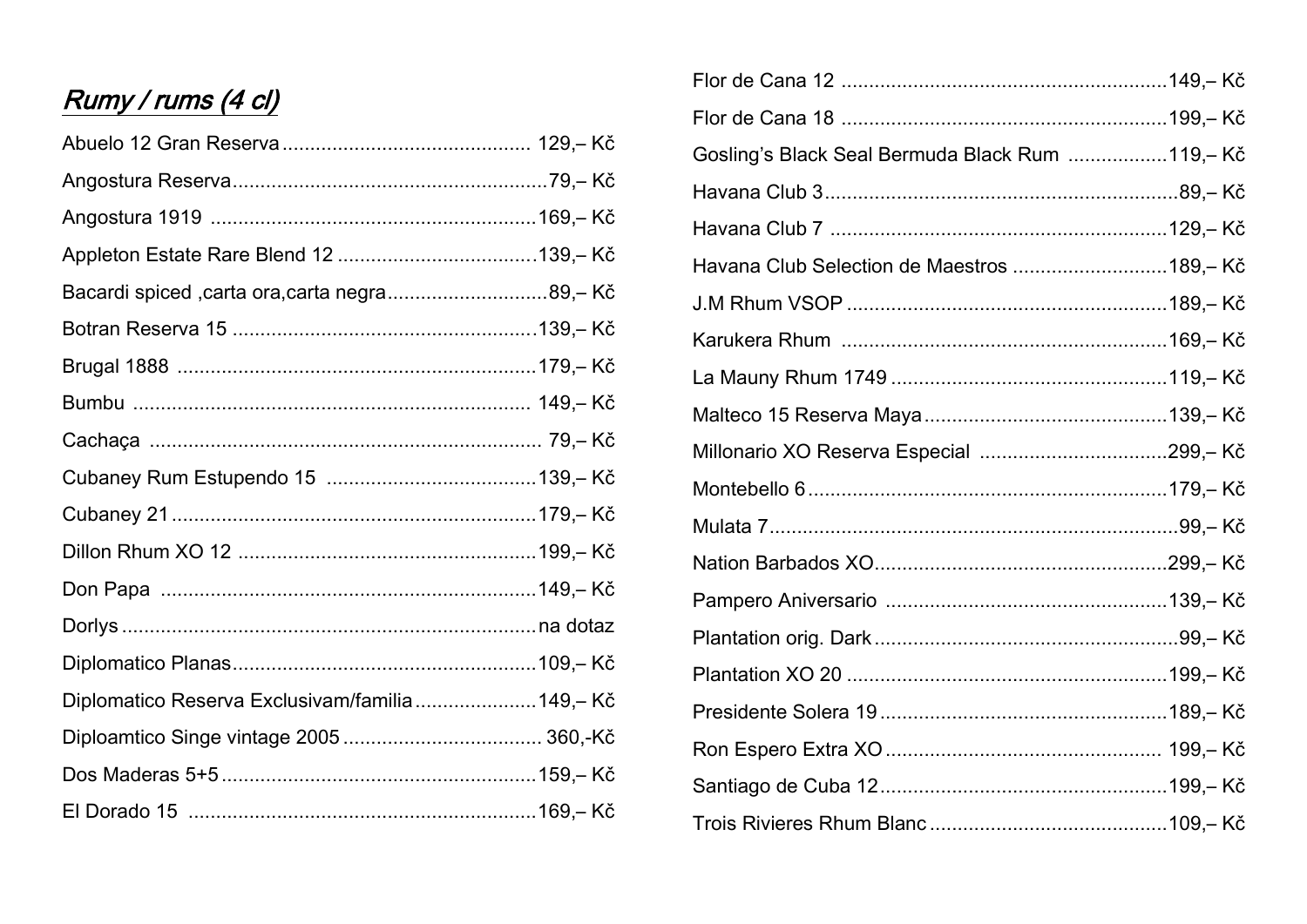## *Rumy / rums (4 cl)*

| | |
|---|---|
| Abuelo 12 Gran Reserva | 129,– Kč |
| Angostura Reserva | 79,– Kč |
| Angostura 1919 | 169,– Kč |
| Appleton Estate Rare Blend 12 | 139,– Kč |
| Bacardi spiced ,carta ora,carta negra | 89,– Kč |
| Botran Reserva 15 | 139,– Kč |
| Brugal 1888 | 179,– Kč |
| Bumbu | 149,– Kč |
| Cachaça | 79,– Kč |
| Cubaney Rum Estupendo 15 | 139,– Kč |
| Cubaney 21 | 179,– Kč |
| Dillon Rhum XO 12 | 199,– Kč |
| Don Papa | 149,– Kč |
| Dorlys | na dotaz |
| Diplomatico Planas | 109,– Kč |
| Diplomatico Reserva Exclusivam/familia | 149,– Kč |
| Diploamtico Singe vintage 2005 | 360,-Kč |
| Dos Maderas 5+5 | 159,– Kč |
| El Dorado 15 | 169,– Kč |
| Flor de Cana 12 | 149,– Kč |
| Flor de Cana 18 | 199,– Kč |
| Gosling's Black Seal Bermuda Black Rum | 119,– Kč |
| Havana Club 3 | 89,– Kč |
| Havana Club 7 | 129,– Kč |
| Havana Club Selection de Maestros | 189,– Kč |
| J.M Rhum VSOP | 189,– Kč |
| Karukera Rhum | 169,– Kč |
| La Mauny Rhum 1749 | 119,– Kč |
| Malteco 15 Reserva Maya | 139,– Kč |
| Millonario XO Reserva Especial | 299,– Kč |
| Montebello 6 | 179,– Kč |
| Mulata 7 | 99,– Kč |
| Nation Barbados XO | 299,– Kč |
| Pampero Aniversario | 139,– Kč |
| Plantation orig. Dark | 99,– Kč |
| Plantation XO 20 | 199,– Kč |
| Presidente Solera 19 | 189,– Kč |
| Ron Espero Extra XO | 199,– Kč |
| Santiago de Cuba 12 | 199,– Kč |
| Trois Rivieres Rhum Blanc | 109,– Kč |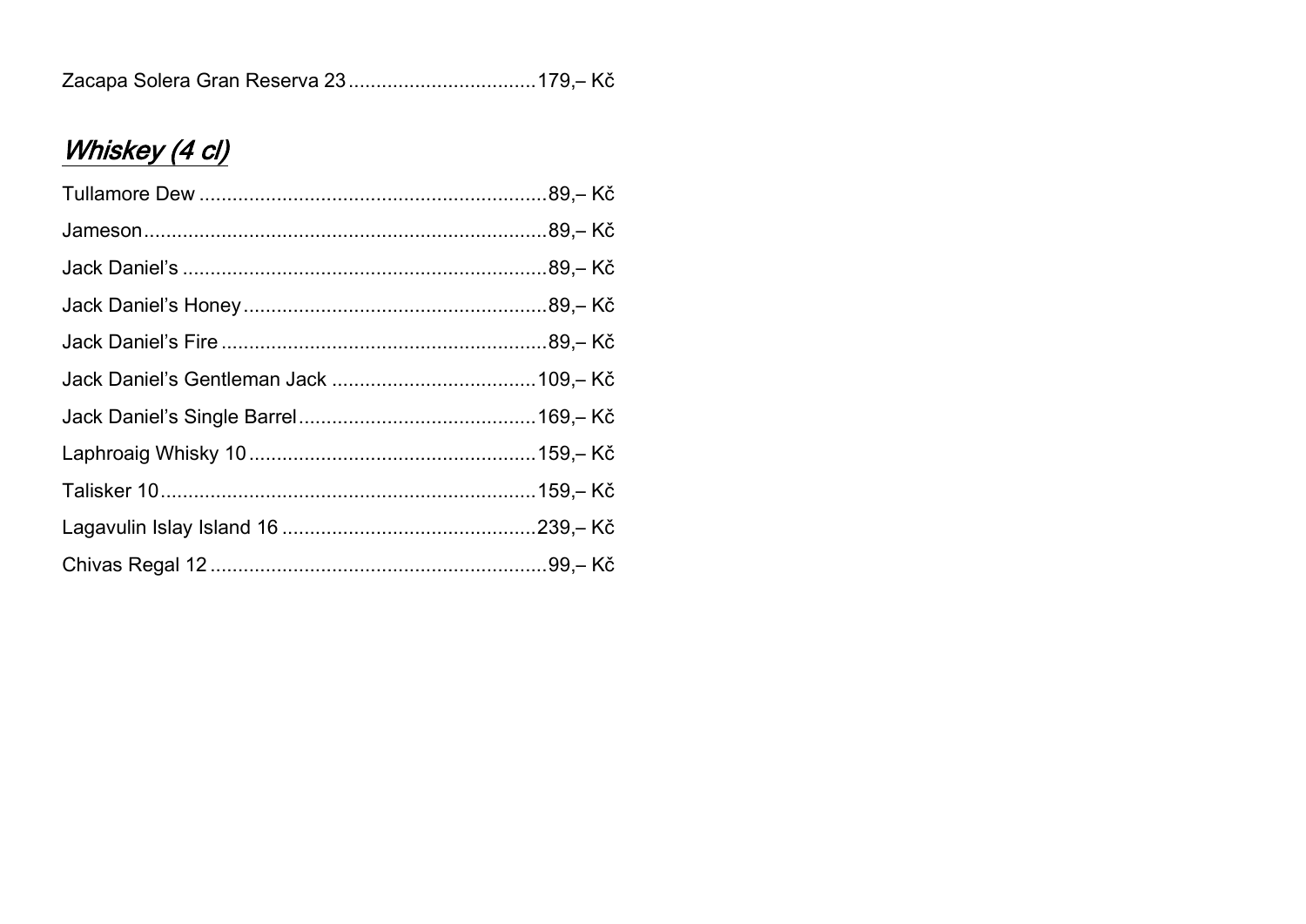Zacapa Solera Gran Reserva 23 .................................179,– Kč

## *Whiskey (4 cl)*

Tullamore Dew ..............................................................89,– Kč

Jameson........................................................................89,– Kč

Jack Daniel’s .................................................................89,– Kč

Jack Daniel’s Honey......................................................89,– Kč

Jack Daniel’s Fire ..........................................................89,– Kč

Jack Daniel’s Gentleman Jack ....................................109,– Kč

Jack Daniel’s Single Barrel..........................................169,– Kč

Laphroaig Whisky 10...................................................159,– Kč

Talisker 10...................................................................159,– Kč

Lagavulin Islay Island 16 .............................................239,– Kč

Chivas Regal 12 ............................................................99,– Kč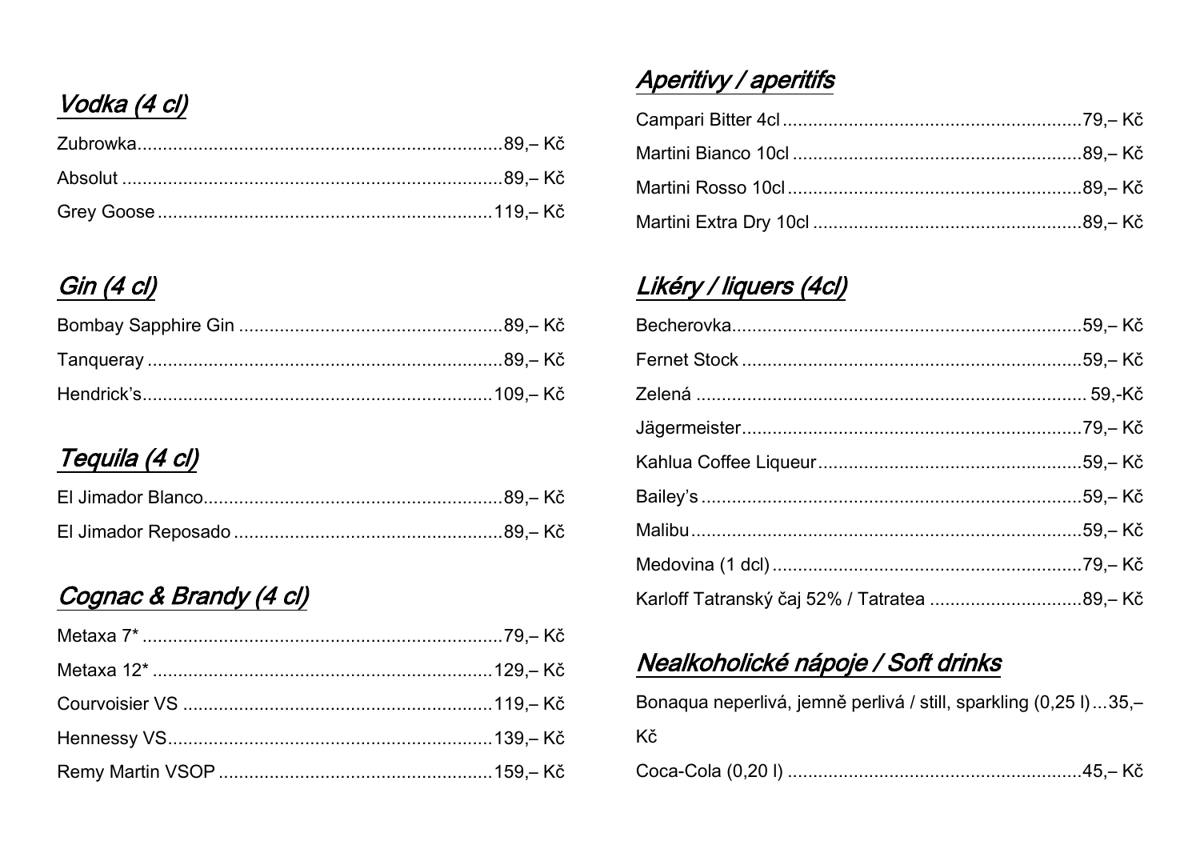## Vodka (4 cl)

Zubrowka........................................................................89,– Kč

Absolut ...........................................................................89,– Kč

Grey Goose ....................................................................119,– Kč

## Gin (4 cl)

Bombay Sapphire Gin ....................................................89,– Kč

Tanqueray .......................................................................89,– Kč

Hendrick's.......................................................................109,– Kč

## Tequila (4 cl)

El Jimador Blanco...........................................................89,– Kč

El Jimador Reposado .....................................................89,– Kč

## Cognac & Brandy (4 cl)

Metaxa 7* .......................................................................79,– Kč

Metaxa 12* ....................................................................129,– Kč

Courvoisier VS ..............................................................119,– Kč

Hennessy VS..................................................................139,– Kč

Remy Martin VSOP .......................................................159,– Kč

## Aperitivy / aperitifs

Campari Bitter 4cl ...........................................................79,– Kč

Martini Bianco 10cl .........................................................89,– Kč

Martini Rosso 10cl ..........................................................89,– Kč

Martini Extra Dry 10cl .....................................................89,– Kč

## Likéry / liquers (4cl)

Becherovka.....................................................................59,– Kč

Fernet Stock ...................................................................59,– Kč

Zelená ............................................................................. 59,-Kč

Jägermeister...................................................................79,– Kč

Kahlua Coffee Liqueur....................................................59,– Kč

Bailey's ...........................................................................59,– Kč

Malibu.............................................................................59,– Kč

Medovina (1 dcl) .............................................................79,– Kč

Karloff Tatranský čaj 52% / Tatratea ..............................89,– Kč

## Nealkoholické nápoje / Soft drinks

Bonaqua neperlivá, jemně perlivá / still, sparkling (0,25 l)...35,– Kč

Coca-Cola (0,20 l) ..........................................................45,– Kč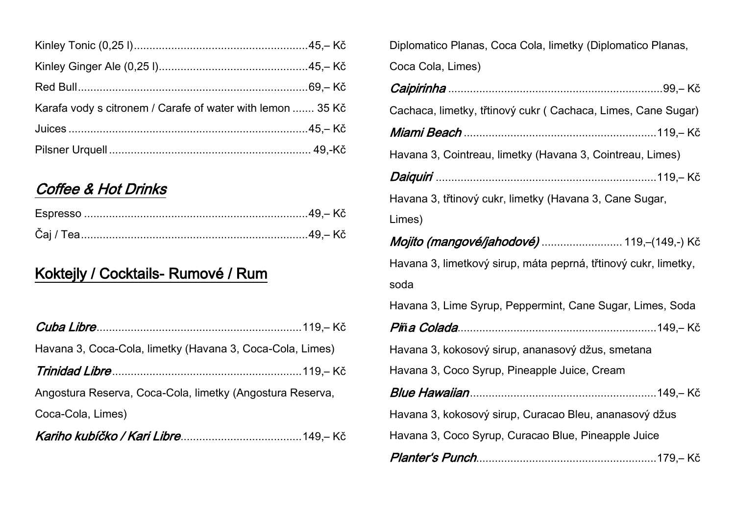Kinley Tonic (0,25 l)........................................................45,– Kč

Kinley Ginger Ale (0,25 l)................................................45,– Kč

Red Bull..........................................................................69,– Kč

Karafa vody s citronem / Carafe of water with lemon ....... 35 Kč

Juices .............................................................................45,– Kč

Pilsner Urquell ................................................................. 49,-Kč

## Coffee & Hot Drinks

Espresso ........................................................................49,– Kč

Čaj / Tea.........................................................................49,– Kč

## Koktejly / Cocktails- Rumové / Rum

***Cuba Libre***.................................................................119,– Kč

Havana 3, Coca-Cola, limetky (Havana 3, Coca-Cola, Limes)

***Trinidad Libre***............................................................119,– Kč

Angostura Reserva, Coca-Cola, limetky (Angostura Reserva, Coca-Cola, Limes)

***Kariho kubíčko / Kari Libre***......................................149,– Kč

Diplomatico Planas, Coca Cola, limetky (Diplomatico Planas, Coca Cola, Limes)

***Caipirinha*** ....................................................................99,– Kč

Cachaca, limetky, třtinový cukr ( Cachaca, Limes, Cane Sugar)

***Miami Beach*** .............................................................119,– Kč

Havana 3, Cointreau, limetky (Havana 3, Cointreau, Limes)

***Daiquiri*** .......................................................................119,– Kč

Havana 3, třtinový cukr, limetky (Havana 3, Cane Sugar, Limes)

***Mojito (mangové/jahodové)*** .......................... 119,–(149,-) Kč

Havana 3, limetkový sirup, máta peprná, třtinový cukr, limetky, soda

Havana 3, Lime Syrup, Peppermint, Cane Sugar, Limes, Soda

***Piña Colada***...............................................................149,– Kč

Havana 3, kokosový sirup, ananasový džus, smetana

Havana 3, Coco Syrup, Pineapple Juice, Cream

***Blue Hawaiian***...........................................................149,– Kč

Havana 3, kokosový sirup, Curacao Bleu, ananasový džus

Havana 3, Coco Syrup, Curacao Blue, Pineapple Juice

***Planter's Punch***.........................................................179,– Kč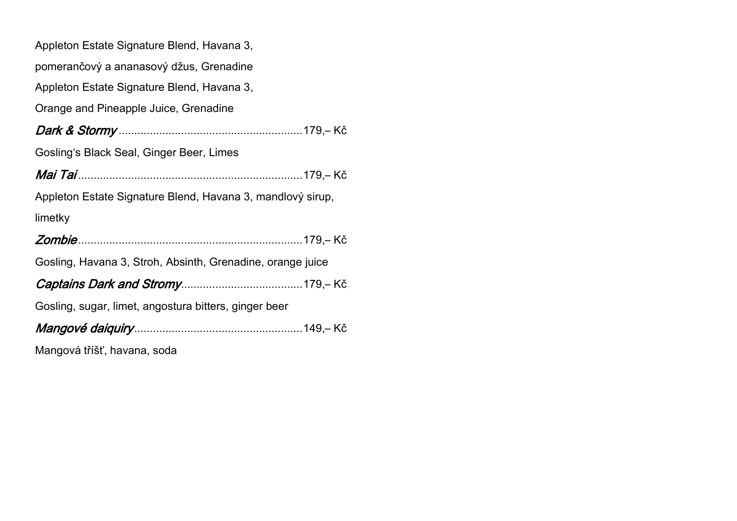Appleton Estate Signature Blend, Havana 3,

pomerančový a ananasový džus, Grenadine

Appleton Estate Signature Blend, Havana 3,

Orange and Pineapple Juice, Grenadine

***Dark & Stormy***..........................................................179,– Kč

Gosling's Black Seal, Ginger Beer, Limes

***Mai Tai***.......................................................................179,– Kč

Appleton Estate Signature Blend, Havana 3, mandlový sirup, limetky

***Zombie***........................................................................179,– Kč

Gosling, Havana 3, Stroh, Absinth, Grenadine, orange juice

***Captains Dark and Stromy***......................................179,– Kč

Gosling, sugar, limet, angostura bitters, ginger beer

***Mangové daiquiry***.....................................................149,– Kč

Mangová tříšť, havana, soda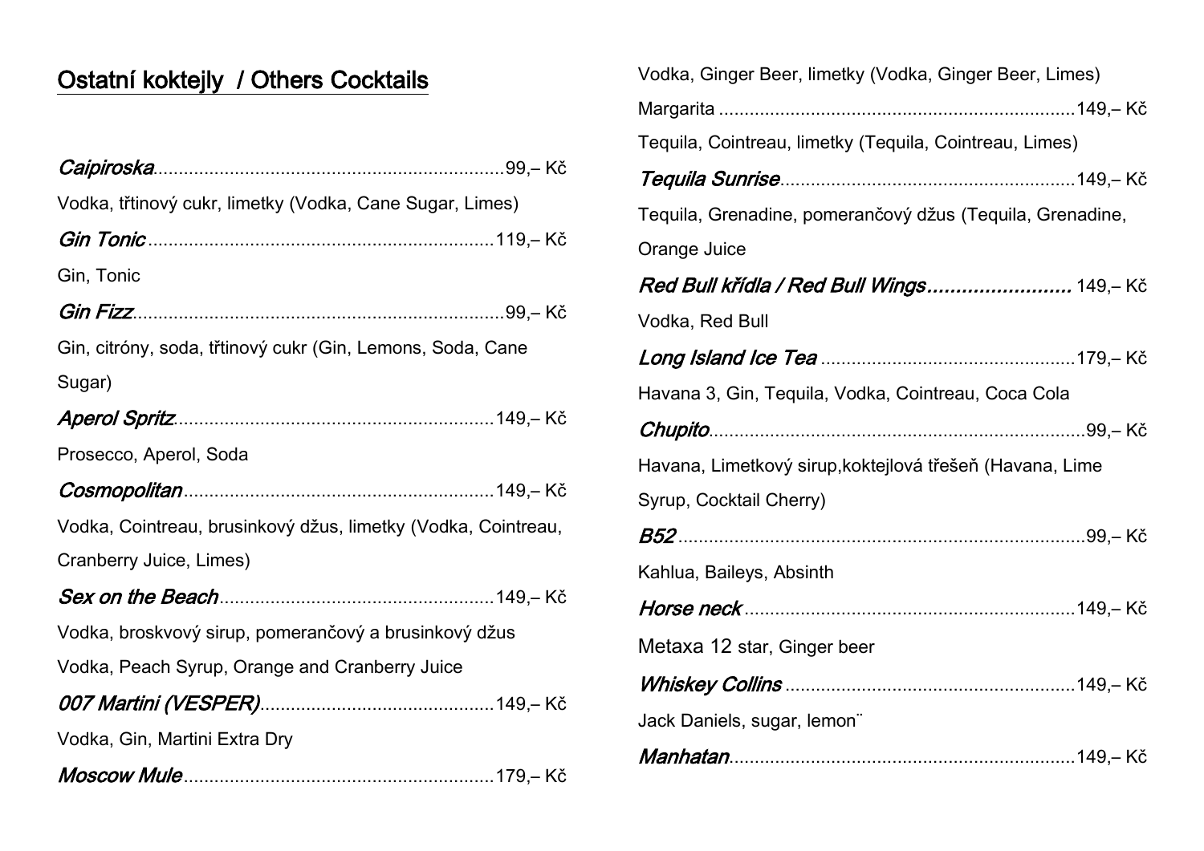## Ostatní koktejly / Others Cocktails

***Caipiroska***....................................................................99,– Kč

Vodka, třtinový cukr, limetky (Vodka, Cane Sugar, Limes)

***Gin Tonic***....................................................................119,– Kč

Gin, Tonic

***Gin Fizz***........................................................................99,– Kč

Gin, citróny, soda, třtinový cukr (Gin, Lemons, Soda, Cane Sugar)

***Aperol Spritz***..............................................................149,– Kč

Prosecco, Aperol, Soda

***Cosmopolitan***.............................................................149,– Kč

Vodka, Cointreau, brusinkový džus, limetky (Vodka, Cointreau, Cranberry Juice, Limes)

***Sex on the Beach***......................................................149,– Kč

Vodka, broskvový sirup, pomerančový a brusinkový džus

Vodka, Peach Syrup, Orange and Cranberry Juice

***007 Martini (VESPER)***.............................................149,– Kč

Vodka, Gin, Martini Extra Dry

***Moscow Mule***............................................................179,– Kč

Vodka, Ginger Beer, limetky (Vodka, Ginger Beer, Limes)

Margarita.....................................................................149,– Kč

Tequila, Cointreau, limetky (Tequila, Cointreau, Limes)

***Tequila Sunrise***..........................................................149,– Kč

Tequila, Grenadine, pomerančový džus (Tequila, Grenadine, Orange Juice

***Red Bull křídla / Red Bull Wings***......................... 149,– Kč

Vodka, Red Bull

***Long Island Ice Tea***..................................................179,– Kč

Havana 3, Gin, Tequila, Vodka, Cointreau, Coca Cola

***Chupito***..........................................................................99,– Kč

Havana, Limetkový sirup,koktejlová třešeň (Havana, Lime Syrup, Cocktail Cherry)

***B52***.................................................................................99,– Kč

Kahlua, Baileys, Absinth

***Horse neck***..................................................................149,– Kč

Metaxa 12 star, Ginger beer

***Whiskey Collins***.........................................................149,– Kč

Jack Daniels, sugar, lemon¨

***Manhatan***....................................................................149,– Kč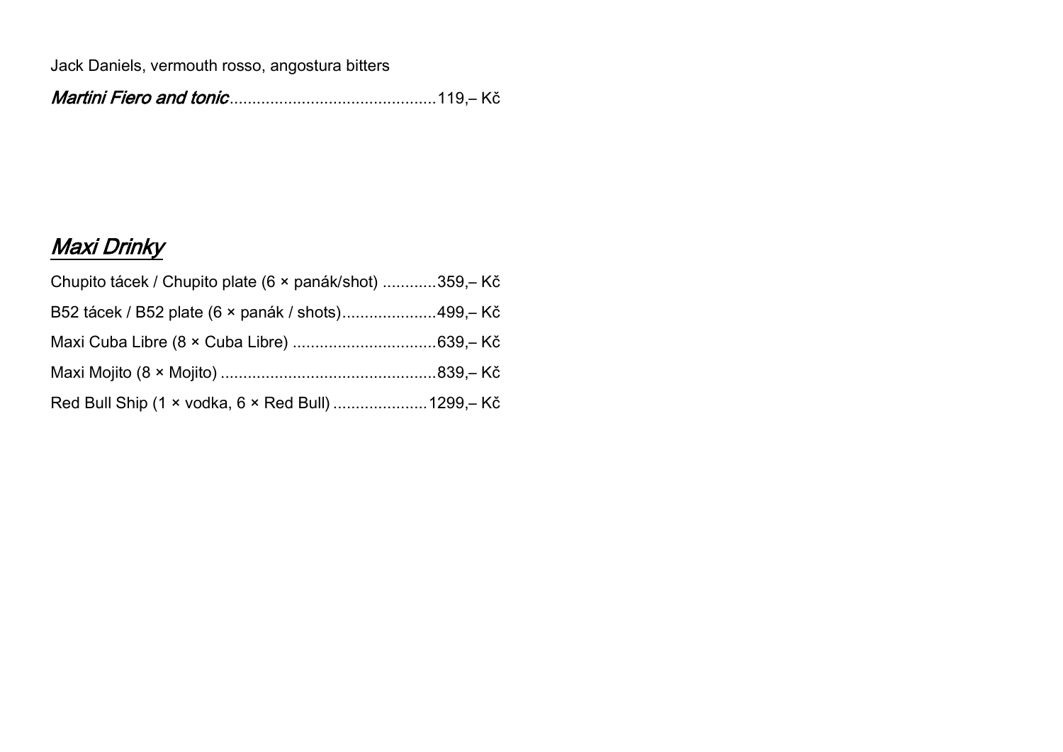Jack Daniels, vermouth rosso, angostura bitters

*Martini Fiero and tonic*.............................................119,– Kč

## *Maxi Drinky*

Chupito tácek / Chupito plate (6 × panák/shot) ............359,– Kč

B52 tácek / B52 plate (6 × panák / shots).....................499,– Kč

Maxi Cuba Libre (8 × Cuba Libre) ................................639,– Kč

Maxi Mojito (8 × Mojito) ................................................839,– Kč

Red Bull Ship (1 × vodka, 6 × Red Bull) .....................1299,– Kč